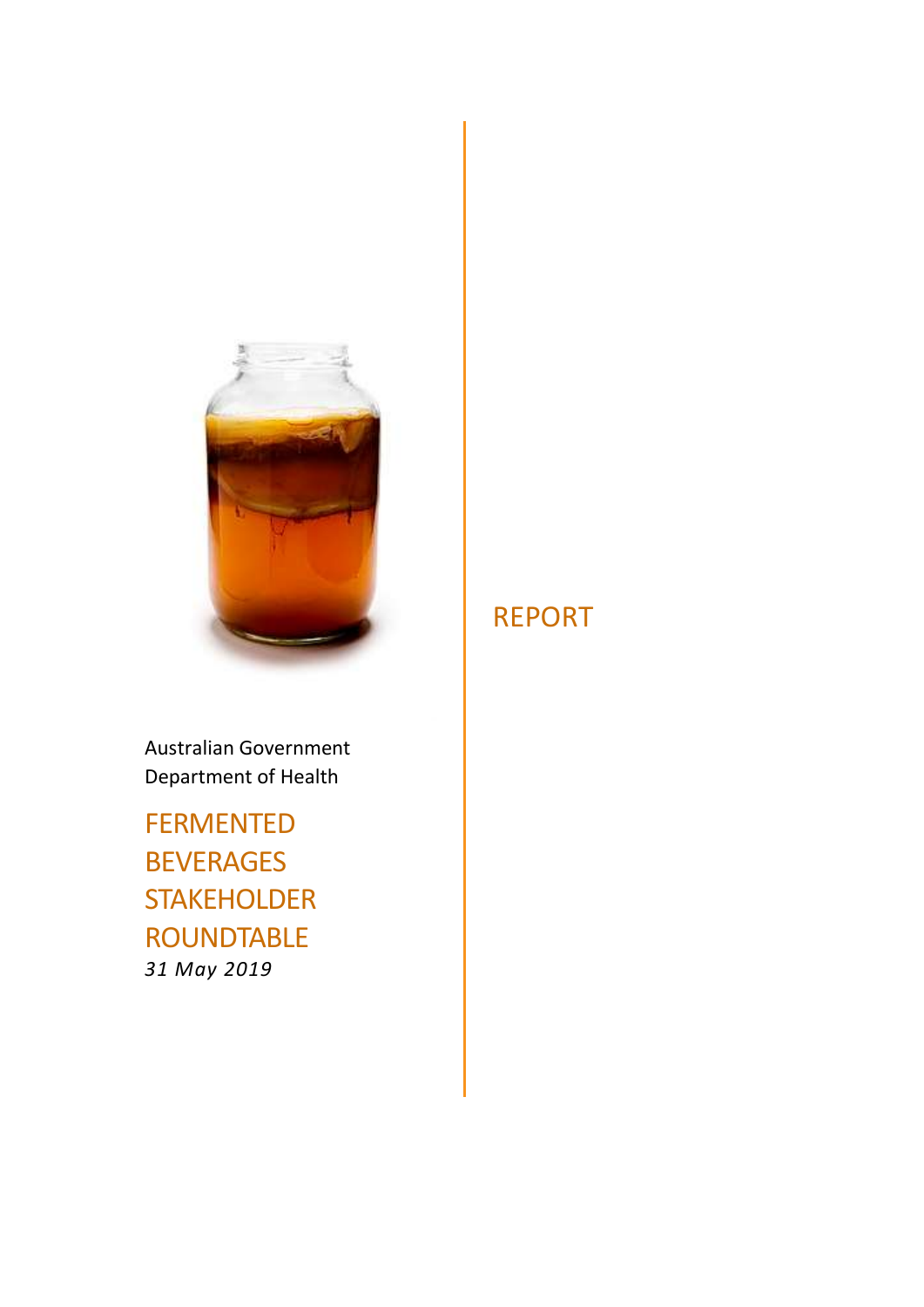Australian Government
Department of Health

# FERMENTED BEVERAGES STAKEHOLDER ROUNDTABLE

*31 May 2019*

## REPORT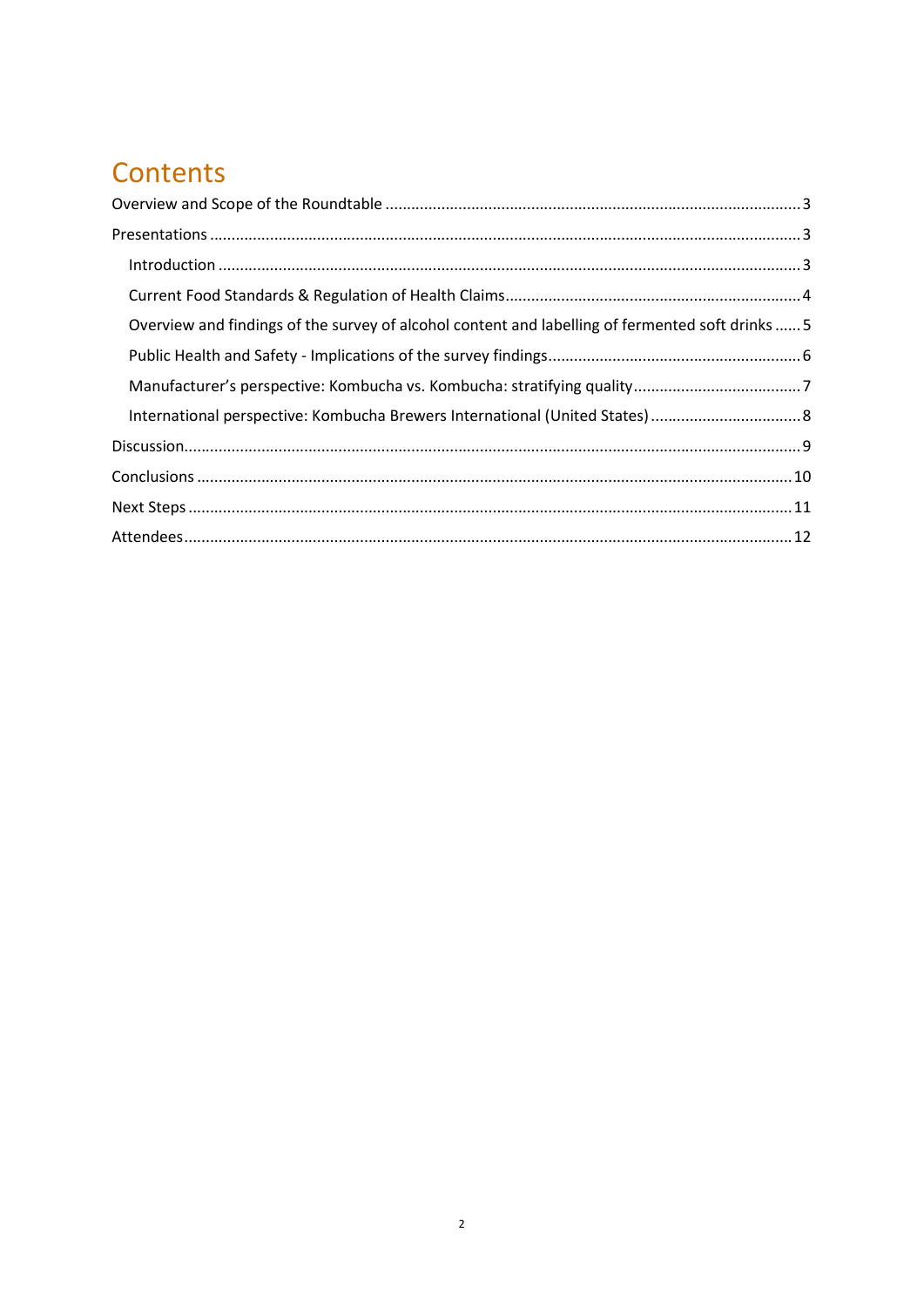# Contents

Overview and Scope of the Roundtable ..... 3

Presentations ..... 3

- Introduction ..... 3
- Current Food Standards & Regulation of Health Claims ..... 4
- Overview and findings of the survey of alcohol content and labelling of fermented soft drinks ..... 5
- Public Health and Safety - Implications of the survey findings ..... 6
- Manufacturer's perspective: Kombucha vs. Kombucha: stratifying quality ..... 7
- International perspective: Kombucha Brewers International (United States) ..... 8

Discussion ..... 9

Conclusions ..... 10

Next Steps ..... 11

Attendees ..... 12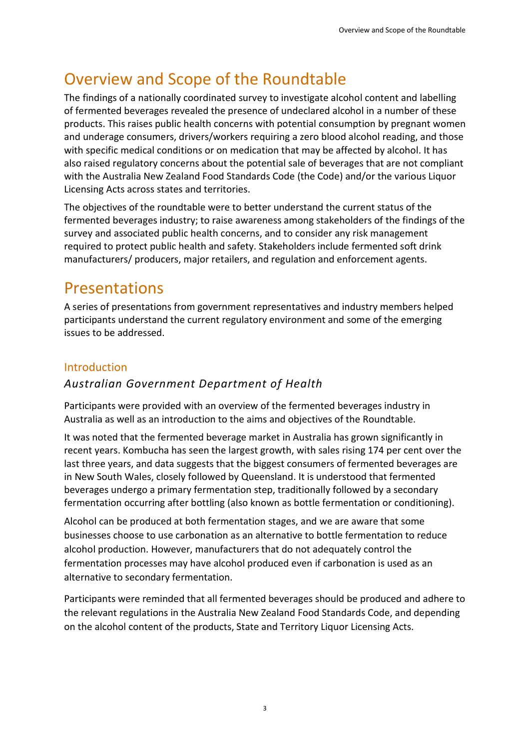# Overview and Scope of the Roundtable

The findings of a nationally coordinated survey to investigate alcohol content and labelling of fermented beverages revealed the presence of undeclared alcohol in a number of these products. This raises public health concerns with potential consumption by pregnant women and underage consumers, drivers/workers requiring a zero blood alcohol reading, and those with specific medical conditions or on medication that may be affected by alcohol. It has also raised regulatory concerns about the potential sale of beverages that are not compliant with the Australia New Zealand Food Standards Code (the Code) and/or the various Liquor Licensing Acts across states and territories.

The objectives of the roundtable were to better understand the current status of the fermented beverages industry; to raise awareness among stakeholders of the findings of the survey and associated public health concerns, and to consider any risk management required to protect public health and safety. Stakeholders include fermented soft drink manufacturers/ producers, major retailers, and regulation and enforcement agents.

# Presentations

A series of presentations from government representatives and industry members helped participants understand the current regulatory environment and some of the emerging issues to be addressed.

## Introduction

### *Australian Government Department of Health*

Participants were provided with an overview of the fermented beverages industry in Australia as well as an introduction to the aims and objectives of the Roundtable.

It was noted that the fermented beverage market in Australia has grown significantly in recent years. Kombucha has seen the largest growth, with sales rising 174 per cent over the last three years, and data suggests that the biggest consumers of fermented beverages are in New South Wales, closely followed by Queensland. It is understood that fermented beverages undergo a primary fermentation step, traditionally followed by a secondary fermentation occurring after bottling (also known as bottle fermentation or conditioning).

Alcohol can be produced at both fermentation stages, and we are aware that some businesses choose to use carbonation as an alternative to bottle fermentation to reduce alcohol production. However, manufacturers that do not adequately control the fermentation processes may have alcohol produced even if carbonation is used as an alternative to secondary fermentation.

Participants were reminded that all fermented beverages should be produced and adhere to the relevant regulations in the Australia New Zealand Food Standards Code, and depending on the alcohol content of the products, State and Territory Liquor Licensing Acts.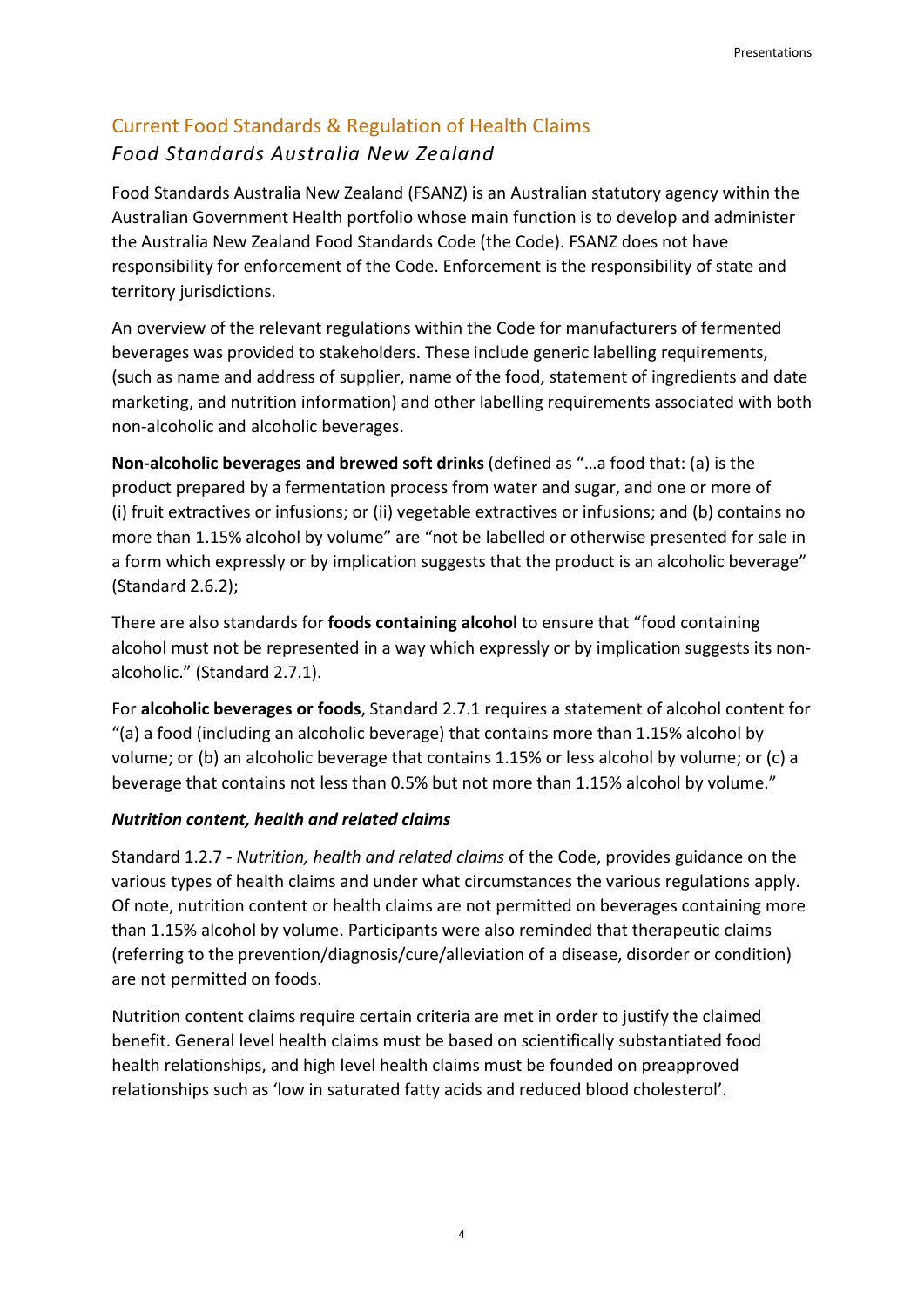## Current Food Standards & Regulation of Health Claims

### *Food Standards Australia New Zealand*

Food Standards Australia New Zealand (FSANZ) is an Australian statutory agency within the Australian Government Health portfolio whose main function is to develop and administer the Australia New Zealand Food Standards Code (the Code). FSANZ does not have responsibility for enforcement of the Code. Enforcement is the responsibility of state and territory jurisdictions.

An overview of the relevant regulations within the Code for manufacturers of fermented beverages was provided to stakeholders. These include generic labelling requirements, (such as name and address of supplier, name of the food, statement of ingredients and date marketing, and nutrition information) and other labelling requirements associated with both non-alcoholic and alcoholic beverages.

**Non-alcoholic beverages and brewed soft drinks** (defined as "…a food that: (a) is the product prepared by a fermentation process from water and sugar, and one or more of (i) fruit extractives or infusions; or (ii) vegetable extractives or infusions; and (b) contains no more than 1.15% alcohol by volume" are "not be labelled or otherwise presented for sale in a form which expressly or by implication suggests that the product is an alcoholic beverage" (Standard 2.6.2);

There are also standards for **foods containing alcohol** to ensure that "food containing alcohol must not be represented in a way which expressly or by implication suggests its non-alcoholic." (Standard 2.7.1).

For **alcoholic beverages or foods**, Standard 2.7.1 requires a statement of alcohol content for "(a) a food (including an alcoholic beverage) that contains more than 1.15% alcohol by volume; or (b) an alcoholic beverage that contains 1.15% or less alcohol by volume; or (c) a beverage that contains not less than 0.5% but not more than 1.15% alcohol by volume."

#### ***Nutrition content, health and related claims***

Standard 1.2.7 - *Nutrition, health and related claims* of the Code, provides guidance on the various types of health claims and under what circumstances the various regulations apply. Of note, nutrition content or health claims are not permitted on beverages containing more than 1.15% alcohol by volume. Participants were also reminded that therapeutic claims (referring to the prevention/diagnosis/cure/alleviation of a disease, disorder or condition) are not permitted on foods.

Nutrition content claims require certain criteria are met in order to justify the claimed benefit. General level health claims must be based on scientifically substantiated food health relationships, and high level health claims must be founded on preapproved relationships such as 'low in saturated fatty acids and reduced blood cholesterol'.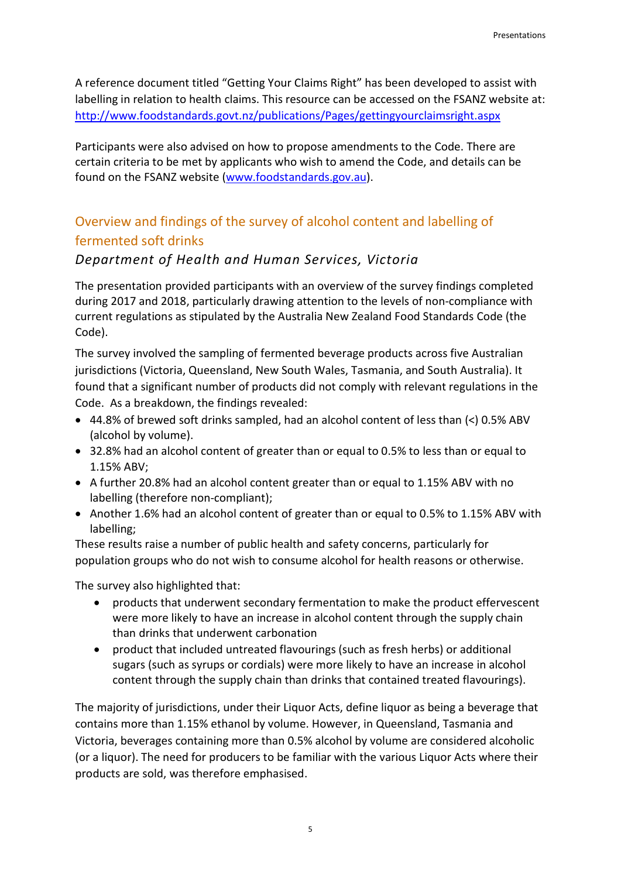A reference document titled "Getting Your Claims Right" has been developed to assist with labelling in relation to health claims. This resource can be accessed on the FSANZ website at: [http://www.foodstandards.govt.nz/publications/Pages/gettingyourclaimsright.aspx](http://www.foodstandards.govt.nz/publications/Pages/gettingyourclaimsright.aspx)

Participants were also advised on how to propose amendments to the Code. There are certain criteria to be met by applicants who wish to amend the Code, and details can be found on the FSANZ website ([www.foodstandards.gov.au](http://www.foodstandards.gov.au)).

## Overview and findings of the survey of alcohol content and labelling of fermented soft drinks

### *Department of Health and Human Services, Victoria*

The presentation provided participants with an overview of the survey findings completed during 2017 and 2018, particularly drawing attention to the levels of non-compliance with current regulations as stipulated by the Australia New Zealand Food Standards Code (the Code).

The survey involved the sampling of fermented beverage products across five Australian jurisdictions (Victoria, Queensland, New South Wales, Tasmania, and South Australia). It found that a significant number of products did not comply with relevant regulations in the Code. As a breakdown, the findings revealed:

- 44.8% of brewed soft drinks sampled, had an alcohol content of less than (<) 0.5% ABV (alcohol by volume).
- 32.8% had an alcohol content of greater than or equal to 0.5% to less than or equal to 1.15% ABV;
- A further 20.8% had an alcohol content greater than or equal to 1.15% ABV with no labelling (therefore non-compliant);
- Another 1.6% had an alcohol content of greater than or equal to 0.5% to 1.15% ABV with labelling;

These results raise a number of public health and safety concerns, particularly for population groups who do not wish to consume alcohol for health reasons or otherwise.

The survey also highlighted that:

- products that underwent secondary fermentation to make the product effervescent were more likely to have an increase in alcohol content through the supply chain than drinks that underwent carbonation
- product that included untreated flavourings (such as fresh herbs) or additional sugars (such as syrups or cordials) were more likely to have an increase in alcohol content through the supply chain than drinks that contained treated flavourings).

The majority of jurisdictions, under their Liquor Acts, define liquor as being a beverage that contains more than 1.15% ethanol by volume. However, in Queensland, Tasmania and Victoria, beverages containing more than 0.5% alcohol by volume are considered alcoholic (or a liquor). The need for producers to be familiar with the various Liquor Acts where their products are sold, was therefore emphasised.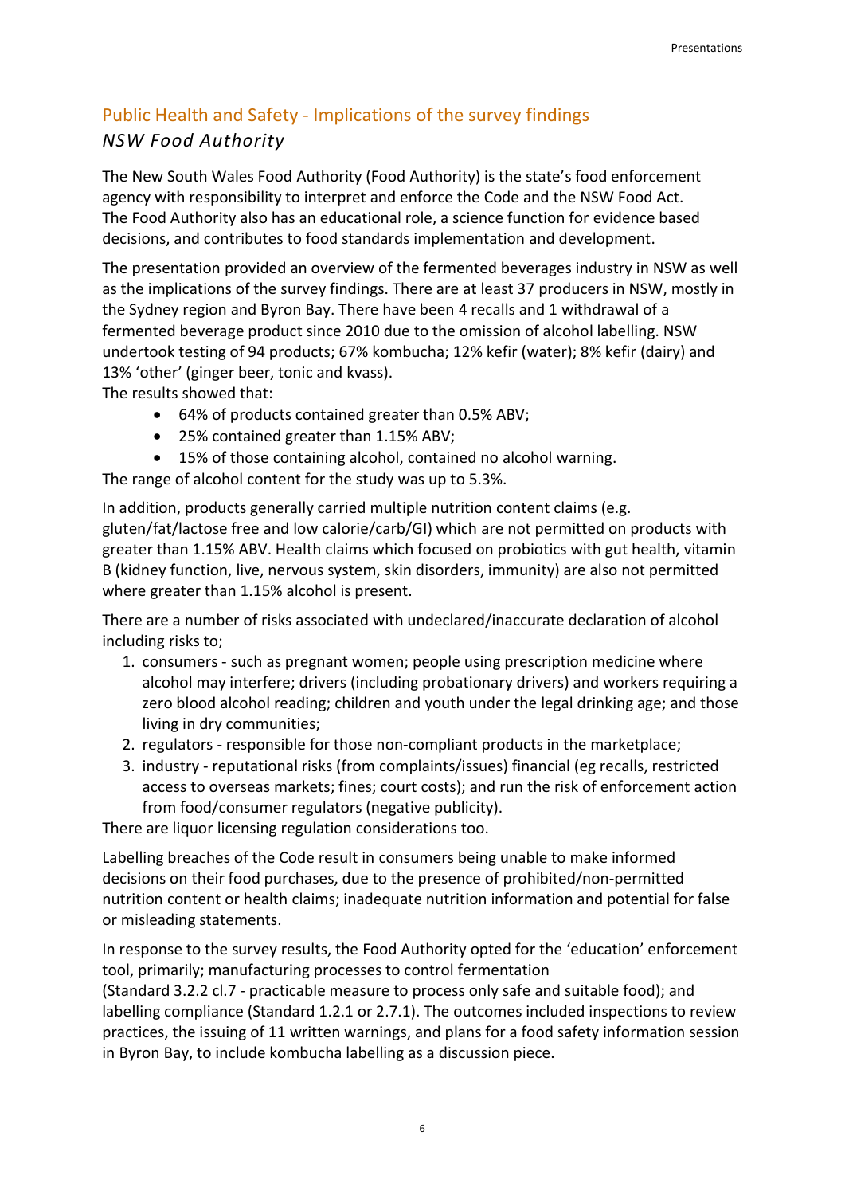## Public Health and Safety - Implications of the survey findings

### *NSW Food Authority*

The New South Wales Food Authority (Food Authority) is the state's food enforcement agency with responsibility to interpret and enforce the Code and the NSW Food Act. The Food Authority also has an educational role, a science function for evidence based decisions, and contributes to food standards implementation and development.

The presentation provided an overview of the fermented beverages industry in NSW as well as the implications of the survey findings. There are at least 37 producers in NSW, mostly in the Sydney region and Byron Bay. There have been 4 recalls and 1 withdrawal of a fermented beverage product since 2010 due to the omission of alcohol labelling. NSW undertook testing of 94 products; 67% kombucha; 12% kefir (water); 8% kefir (dairy) and 13% 'other' (ginger beer, tonic and kvass).

The results showed that:

- 64% of products contained greater than 0.5% ABV;
- 25% contained greater than 1.15% ABV;
- 15% of those containing alcohol, contained no alcohol warning.

The range of alcohol content for the study was up to 5.3%.

In addition, products generally carried multiple nutrition content claims (e.g. gluten/fat/lactose free and low calorie/carb/GI) which are not permitted on products with greater than 1.15% ABV. Health claims which focused on probiotics with gut health, vitamin B (kidney function, live, nervous system, skin disorders, immunity) are also not permitted where greater than 1.15% alcohol is present.

There are a number of risks associated with undeclared/inaccurate declaration of alcohol including risks to;

1. consumers - such as pregnant women; people using prescription medicine where alcohol may interfere; drivers (including probationary drivers) and workers requiring a zero blood alcohol reading; children and youth under the legal drinking age; and those living in dry communities;
2. regulators - responsible for those non-compliant products in the marketplace;
3. industry - reputational risks (from complaints/issues) financial (eg recalls, restricted access to overseas markets; fines; court costs); and run the risk of enforcement action from food/consumer regulators (negative publicity).

There are liquor licensing regulation considerations too.

Labelling breaches of the Code result in consumers being unable to make informed decisions on their food purchases, due to the presence of prohibited/non-permitted nutrition content or health claims; inadequate nutrition information and potential for false or misleading statements.

In response to the survey results, the Food Authority opted for the 'education' enforcement tool, primarily; manufacturing processes to control fermentation
(Standard 3.2.2 cl.7 - practicable measure to process only safe and suitable food); and labelling compliance (Standard 1.2.1 or 2.7.1). The outcomes included inspections to review practices, the issuing of 11 written warnings, and plans for a food safety information session in Byron Bay, to include kombucha labelling as a discussion piece.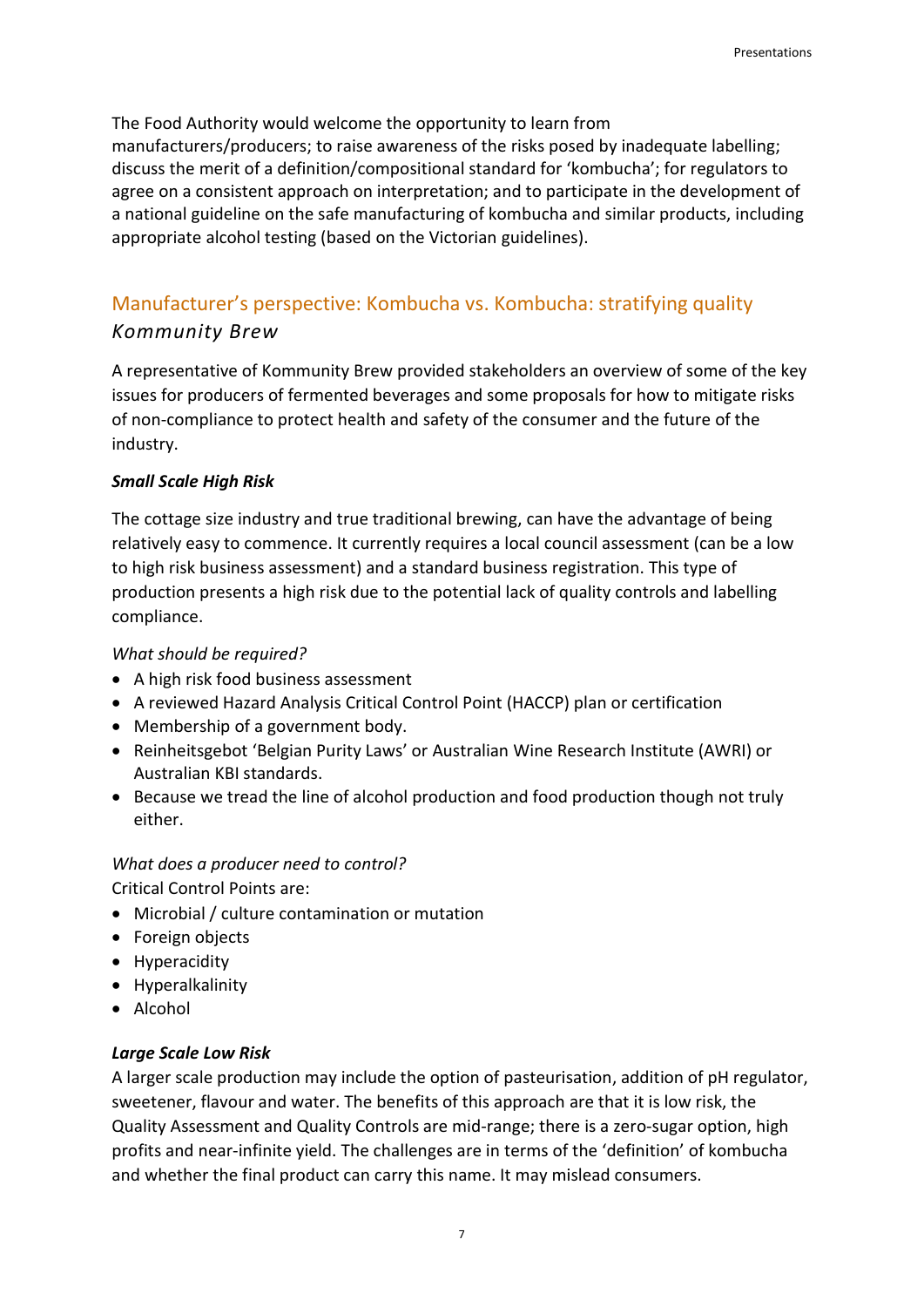The Food Authority would welcome the opportunity to learn from manufacturers/producers; to raise awareness of the risks posed by inadequate labelling; discuss the merit of a definition/compositional standard for 'kombucha'; for regulators to agree on a consistent approach on interpretation; and to participate in the development of a national guideline on the safe manufacturing of kombucha and similar products, including appropriate alcohol testing (based on the Victorian guidelines).

## Manufacturer's perspective: Kombucha vs. Kombucha: stratifying quality

### *Kommunity Brew*

A representative of Kommunity Brew provided stakeholders an overview of some of the key issues for producers of fermented beverages and some proposals for how to mitigate risks of non-compliance to protect health and safety of the consumer and the future of the industry.

#### ***Small Scale High Risk***

The cottage size industry and true traditional brewing, can have the advantage of being relatively easy to commence. It currently requires a local council assessment (can be a low to high risk business assessment) and a standard business registration. This type of production presents a high risk due to the potential lack of quality controls and labelling compliance.

*What should be required?*

- A high risk food business assessment
- A reviewed Hazard Analysis Critical Control Point (HACCP) plan or certification
- Membership of a government body.
- Reinheitsgebot 'Belgian Purity Laws' or Australian Wine Research Institute (AWRI) or Australian KBI standards.
- Because we tread the line of alcohol production and food production though not truly either.

*What does a producer need to control?*

Critical Control Points are:

- Microbial / culture contamination or mutation
- Foreign objects
- Hyperacidity
- Hyperalkalinity
- Alcohol

#### ***Large Scale Low Risk***

A larger scale production may include the option of pasteurisation, addition of pH regulator, sweetener, flavour and water. The benefits of this approach are that it is low risk, the Quality Assessment and Quality Controls are mid-range; there is a zero-sugar option, high profits and near-infinite yield. The challenges are in terms of the 'definition' of kombucha and whether the final product can carry this name. It may mislead consumers.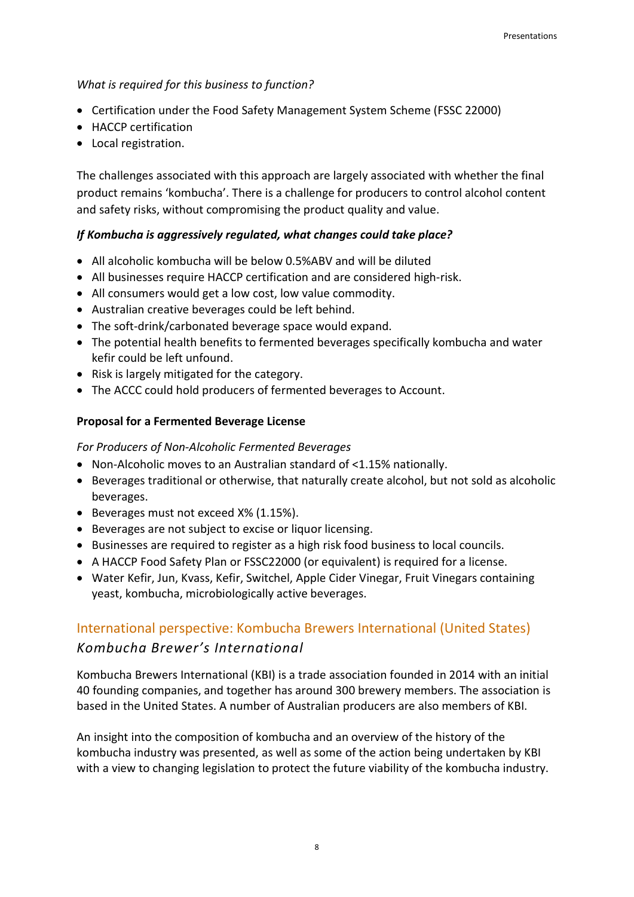*What is required for this business to function?*

- Certification under the Food Safety Management System Scheme (FSSC 22000)
- HACCP certification
- Local registration.

The challenges associated with this approach are largely associated with whether the final product remains 'kombucha'. There is a challenge for producers to control alcohol content and safety risks, without compromising the product quality and value.

***If Kombucha is aggressively regulated, what changes could take place?***

- All alcoholic kombucha will be below 0.5%ABV and will be diluted
- All businesses require HACCP certification and are considered high-risk.
- All consumers would get a low cost, low value commodity.
- Australian creative beverages could be left behind.
- The soft-drink/carbonated beverage space would expand.
- The potential health benefits to fermented beverages specifically kombucha and water kefir could be left unfound.
- Risk is largely mitigated for the category.
- The ACCC could hold producers of fermented beverages to Account.

**Proposal for a Fermented Beverage License**

*For Producers of Non-Alcoholic Fermented Beverages*

- Non-Alcoholic moves to an Australian standard of <1.15% nationally.
- Beverages traditional or otherwise, that naturally create alcohol, but not sold as alcoholic beverages.
- Beverages must not exceed X% (1.15%).
- Beverages are not subject to excise or liquor licensing.
- Businesses are required to register as a high risk food business to local councils.
- A HACCP Food Safety Plan or FSSC22000 (or equivalent) is required for a license.
- Water Kefir, Jun, Kvass, Kefir, Switchel, Apple Cider Vinegar, Fruit Vinegars containing yeast, kombucha, microbiologically active beverages.

## International perspective: Kombucha Brewers International (United States)

### *Kombucha Brewer's International*

Kombucha Brewers International (KBI) is a trade association founded in 2014 with an initial 40 founding companies, and together has around 300 brewery members. The association is based in the United States. A number of Australian producers are also members of KBI.

An insight into the composition of kombucha and an overview of the history of the kombucha industry was presented, as well as some of the action being undertaken by KBI with a view to changing legislation to protect the future viability of the kombucha industry.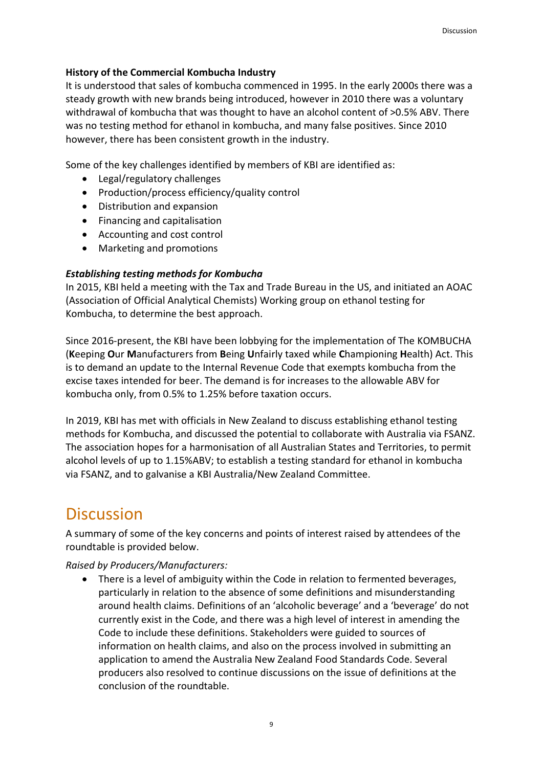**History of the Commercial Kombucha Industry**

It is understood that sales of kombucha commenced in 1995. In the early 2000s there was a steady growth with new brands being introduced, however in 2010 there was a voluntary withdrawal of kombucha that was thought to have an alcohol content of >0.5% ABV. There was no testing method for ethanol in kombucha, and many false positives. Since 2010 however, there has been consistent growth in the industry.

Some of the key challenges identified by members of KBI are identified as:

- Legal/regulatory challenges
- Production/process efficiency/quality control
- Distribution and expansion
- Financing and capitalisation
- Accounting and cost control
- Marketing and promotions

***Establishing testing methods for Kombucha***

In 2015, KBI held a meeting with the Tax and Trade Bureau in the US, and initiated an AOAC (Association of Official Analytical Chemists) Working group on ethanol testing for Kombucha, to determine the best approach.

Since 2016-present, the KBI have been lobbying for the implementation of The KOMBUCHA (**K**eeping **O**ur **M**anufacturers from **B**eing **U**nfairly taxed while **C**hampioning **H**ealth) Act. This is to demand an update to the Internal Revenue Code that exempts kombucha from the excise taxes intended for beer. The demand is for increases to the allowable ABV for kombucha only, from 0.5% to 1.25% before taxation occurs.

In 2019, KBI has met with officials in New Zealand to discuss establishing ethanol testing methods for Kombucha, and discussed the potential to collaborate with Australia via FSANZ. The association hopes for a harmonisation of all Australian States and Territories, to permit alcohol levels of up to 1.15%ABV; to establish a testing standard for ethanol in kombucha via FSANZ, and to galvanise a KBI Australia/New Zealand Committee.

# Discussion

A summary of some of the key concerns and points of interest raised by attendees of the roundtable is provided below.

*Raised by Producers/Manufacturers:*

- There is a level of ambiguity within the Code in relation to fermented beverages, particularly in relation to the absence of some definitions and misunderstanding around health claims. Definitions of an 'alcoholic beverage' and a 'beverage' do not currently exist in the Code, and there was a high level of interest in amending the Code to include these definitions. Stakeholders were guided to sources of information on health claims, and also on the process involved in submitting an application to amend the Australia New Zealand Food Standards Code. Several producers also resolved to continue discussions on the issue of definitions at the conclusion of the roundtable.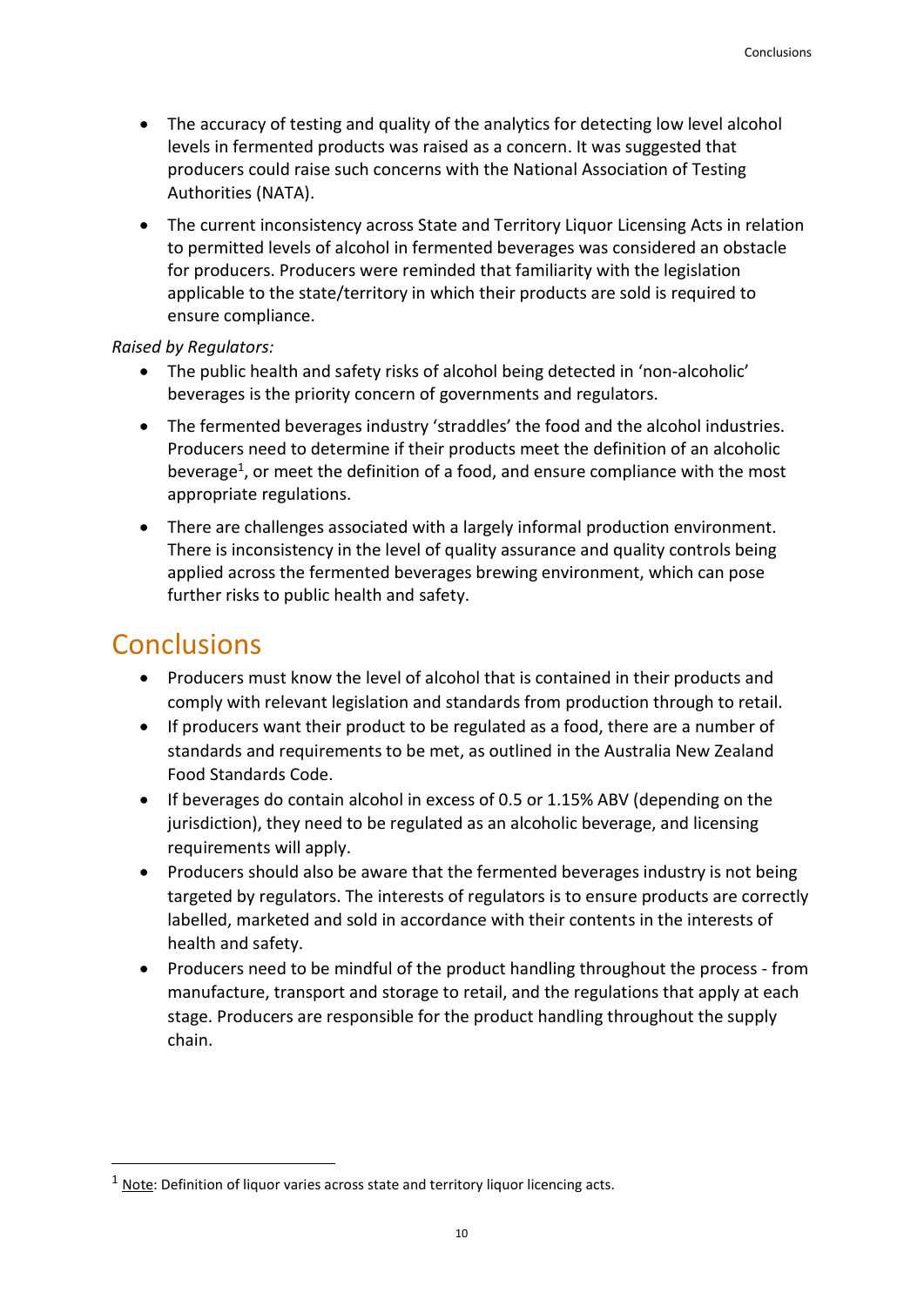- The accuracy of testing and quality of the analytics for detecting low level alcohol levels in fermented products was raised as a concern. It was suggested that producers could raise such concerns with the National Association of Testing Authorities (NATA).
- The current inconsistency across State and Territory Liquor Licensing Acts in relation to permitted levels of alcohol in fermented beverages was considered an obstacle for producers. Producers were reminded that familiarity with the legislation applicable to the state/territory in which their products are sold is required to ensure compliance.

*Raised by Regulators:*

- The public health and safety risks of alcohol being detected in 'non-alcoholic' beverages is the priority concern of governments and regulators.
- The fermented beverages industry 'straddles' the food and the alcohol industries. Producers need to determine if their products meet the definition of an alcoholic beverage[1], or meet the definition of a food, and ensure compliance with the most appropriate regulations.
- There are challenges associated with a largely informal production environment. There is inconsistency in the level of quality assurance and quality controls being applied across the fermented beverages brewing environment, which can pose further risks to public health and safety.

# Conclusions

- Producers must know the level of alcohol that is contained in their products and comply with relevant legislation and standards from production through to retail.
- If producers want their product to be regulated as a food, there are a number of standards and requirements to be met, as outlined in the Australia New Zealand Food Standards Code.
- If beverages do contain alcohol in excess of 0.5 or 1.15% ABV (depending on the jurisdiction), they need to be regulated as an alcoholic beverage, and licensing requirements will apply.
- Producers should also be aware that the fermented beverages industry is not being targeted by regulators. The interests of regulators is to ensure products are correctly labelled, marketed and sold in accordance with their contents in the interests of health and safety.
- Producers need to be mindful of the product handling throughout the process - from manufacture, transport and storage to retail, and the regulations that apply at each stage. Producers are responsible for the product handling throughout the supply chain.

---

[1] Note: Definition of liquor varies across state and territory liquor licencing acts.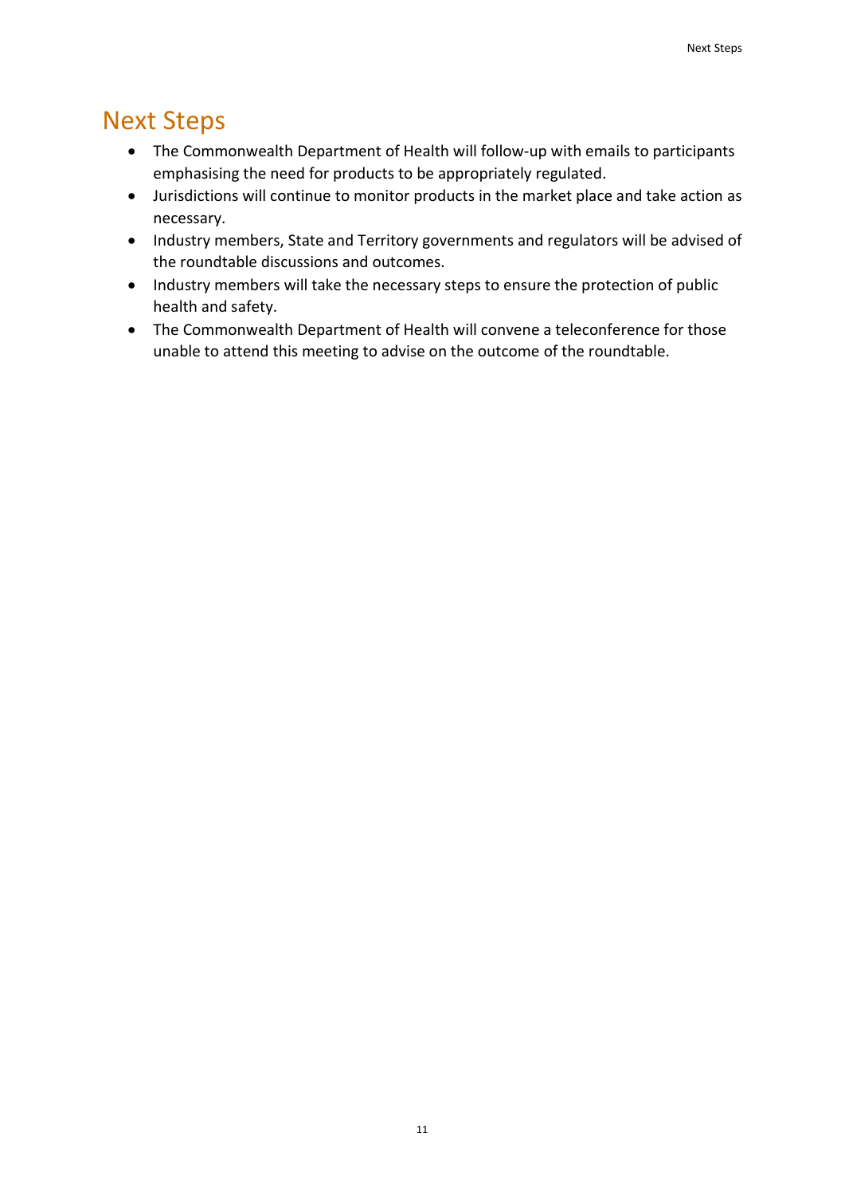# Next Steps

- The Commonwealth Department of Health will follow-up with emails to participants emphasising the need for products to be appropriately regulated.
- Jurisdictions will continue to monitor products in the market place and take action as necessary.
- Industry members, State and Territory governments and regulators will be advised of the roundtable discussions and outcomes.
- Industry members will take the necessary steps to ensure the protection of public health and safety.
- The Commonwealth Department of Health will convene a teleconference for those unable to attend this meeting to advise on the outcome of the roundtable.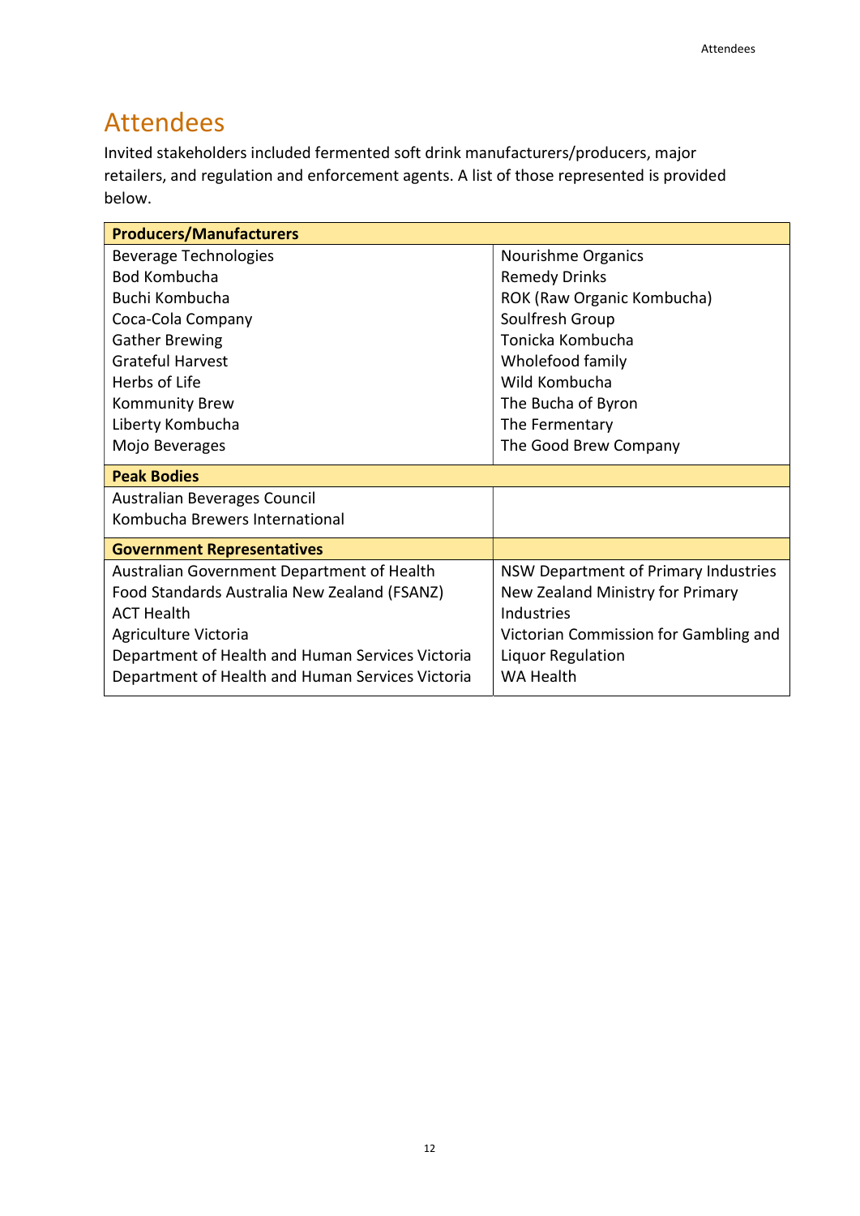# Attendees

Invited stakeholders included fermented soft drink manufacturers/producers, major retailers, and regulation and enforcement agents. A list of those represented is provided below.

| **Producers/Manufacturers** | |
|---|---|
| Beverage Technologies | Nourishme Organics |
| Bod Kombucha | Remedy Drinks |
| Buchi Kombucha | ROK (Raw Organic Kombucha) |
| Coca-Cola Company | Soulfresh Group |
| Gather Brewing | Tonicka Kombucha |
| Grateful Harvest | Wholefood family |
| Herbs of Life | Wild Kombucha |
| Kommunity Brew | The Bucha of Byron |
| Liberty Kombucha | The Fermentary |
| Mojo Beverages | The Good Brew Company |
| **Peak Bodies** | |
| Australian Beverages Council | |
| Kombucha Brewers International | |
| **Government Representatives** | |
| Australian Government Department of Health | NSW Department of Primary Industries |
| Food Standards Australia New Zealand (FSANZ) | New Zealand Ministry for Primary Industries |
| ACT Health | Victorian Commission for Gambling and Liquor Regulation |
| Agriculture Victoria | WA Health |
| Department of Health and Human Services Victoria | |
| Department of Health and Human Services Victoria | |